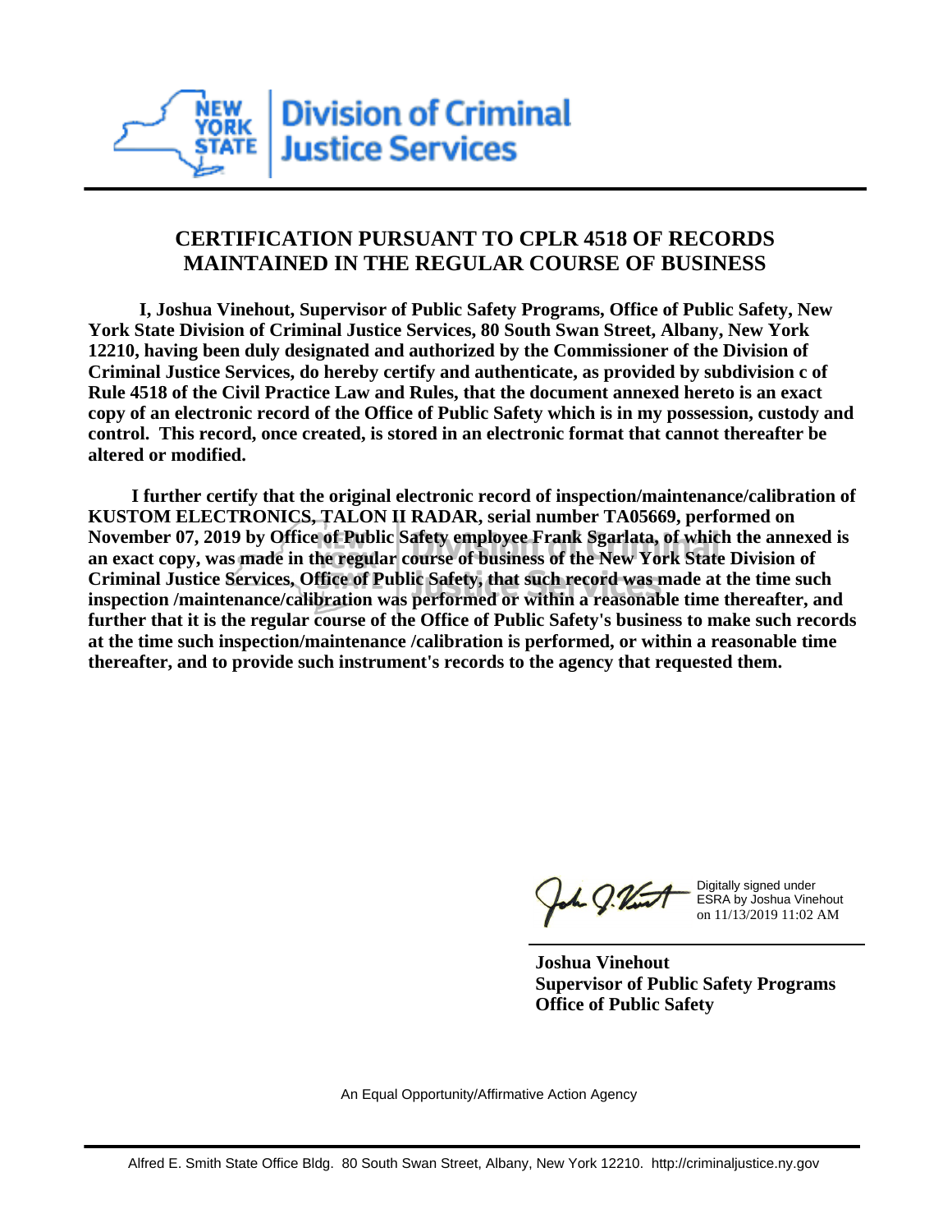Division of Criminal Justice Services

## CERTIFICATION PURSUANT TO CPLR 4518 OF RECORDS MAINTAINED IN THE REGULAR COURSE OF BUSINESS

**I, Joshua Vinehout, Supervisor of Public Safety Programs, Office of Public Safety, New York State Division of Criminal Justice Services, 80 South Swan Street, Albany, New York 12210, having been duly designated and authorized by the Commissioner of the Division of Criminal Justice Services, do hereby certify and authenticate, as provided by subdivision c of Rule 4518 of the Civil Practice Law and Rules, that the document annexed hereto is an exact copy of an electronic record of the Office of Public Safety which is in my possession, custody and control. This record, once created, is stored in an electronic format that cannot thereafter be altered or modified.**

**I further certify that the original electronic record of inspection/maintenance/calibration of KUSTOM ELECTRONICS, TALON II RADAR, serial number TA05669, performed on November 07, 2019 by Office of Public Safety employee Frank Sgarlata, of which the annexed is an exact copy, was made in the regular course of business of the New York State Division of Criminal Justice Services, Office of Public Safety, that such record was made at the time such inspection /maintenance/calibration was performed or within a reasonable time thereafter, and further that it is the regular course of the Office of Public Safety's business to make such records at the time such inspection/maintenance /calibration is performed, or within a reasonable time thereafter, and to provide such instrument's records to the agency that requested them.**

Digitally signed under ESRA by Joshua Vinehout on 11/13/2019 11:02 AM

**Joshua Vinehout**
**Supervisor of Public Safety Programs**
**Office of Public Safety**

An Equal Opportunity/Affirmative Action Agency

Alfred E. Smith State Office Bldg. 80 South Swan Street, Albany, New York 12210. http://criminaljustice.ny.gov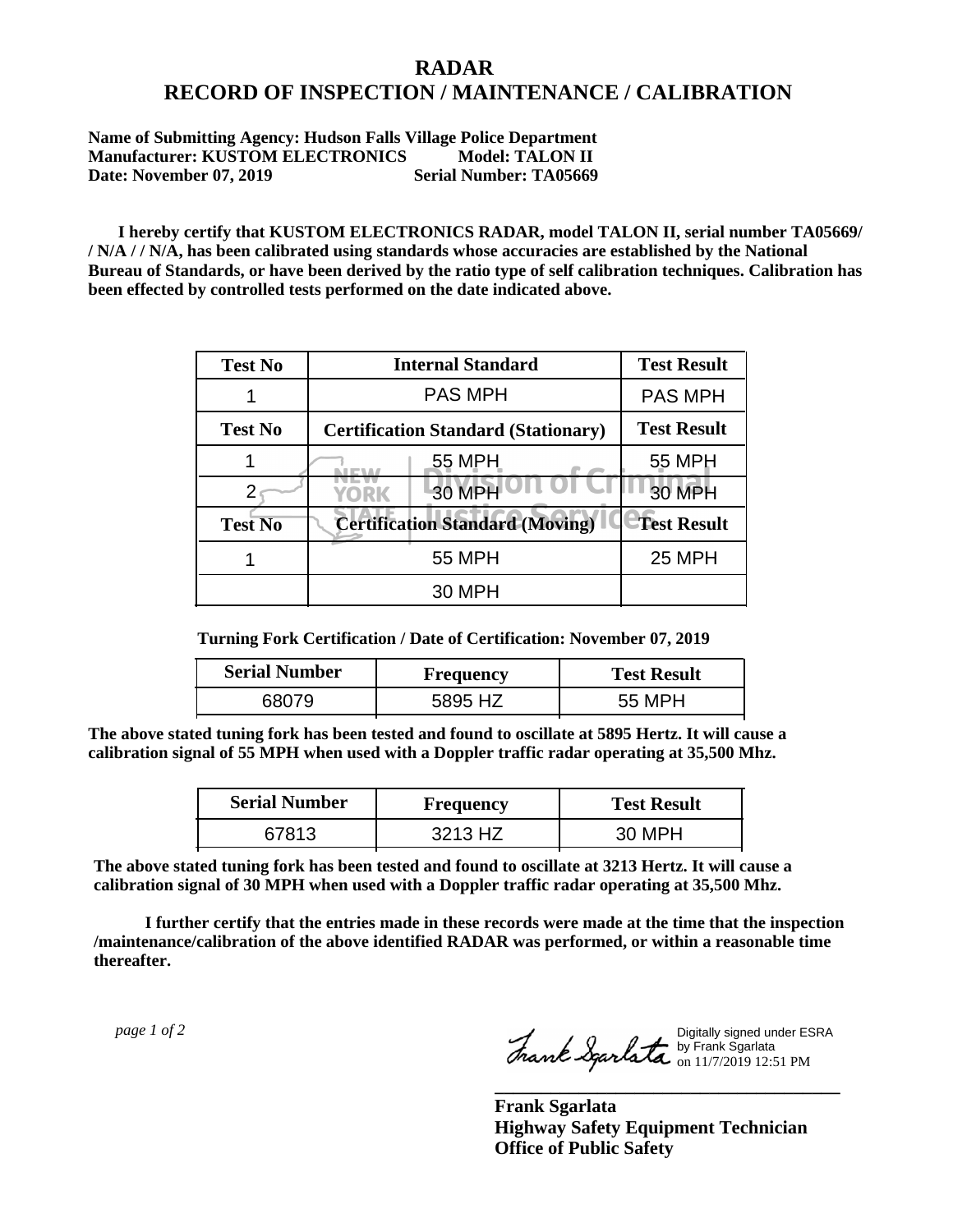# RADAR
# RECORD OF INSPECTION / MAINTENANCE / CALIBRATION

**Name of Submitting Agency: Hudson Falls Village Police Department**
**Manufacturer: KUSTOM ELECTRONICS Model: TALON II**
**Date: November 07, 2019 Serial Number: TA05669**

**I hereby certify that KUSTOM ELECTRONICS RADAR, model TALON II, serial number TA05669/ / N/A / / N/A, has been calibrated using standards whose accuracies are established by the National Bureau of Standards, or have been derived by the ratio type of self calibration techniques. Calibration has been effected by controlled tests performed on the date indicated above.**

| Test No | Internal Standard | Test Result |
|---|---|---|
| 1 | PAS MPH | PAS MPH |
| **Test No** | **Certification Standard (Stationary)** | **Test Result** |
| 1 | 55 MPH | 55 MPH |
| 2 | 30 MPH | 30 MPH |
| **Test No** | **Certification Standard (Moving)** | **Test Result** |
| 1 | 55 MPH | 25 MPH |
| | 30 MPH | |

**Turning Fork Certification / Date of Certification: November 07, 2019**

| Serial Number | Frequency | Test Result |
|---|---|---|
| 68079 | 5895 HZ | 55 MPH |

**The above stated tuning fork has been tested and found to oscillate at 5895 Hertz. It will cause a calibration signal of 55 MPH when used with a Doppler traffic radar operating at 35,500 Mhz.**

| Serial Number | Frequency | Test Result |
|---|---|---|
| 67813 | 3213 HZ | 30 MPH |

**The above stated tuning fork has been tested and found to oscillate at 3213 Hertz. It will cause a calibration signal of 30 MPH when used with a Doppler traffic radar operating at 35,500 Mhz.**

**I further certify that the entries made in these records were made at the time that the inspection /maintenance/calibration of the above identified RADAR was performed, or within a reasonable time thereafter.**

*page 1 of 2*

Digitally signed under ESRA by Frank Sgarlata on 11/7/2019 12:51 PM

**Frank Sgarlata**
**Highway Safety Equipment Technician**
**Office of Public Safety**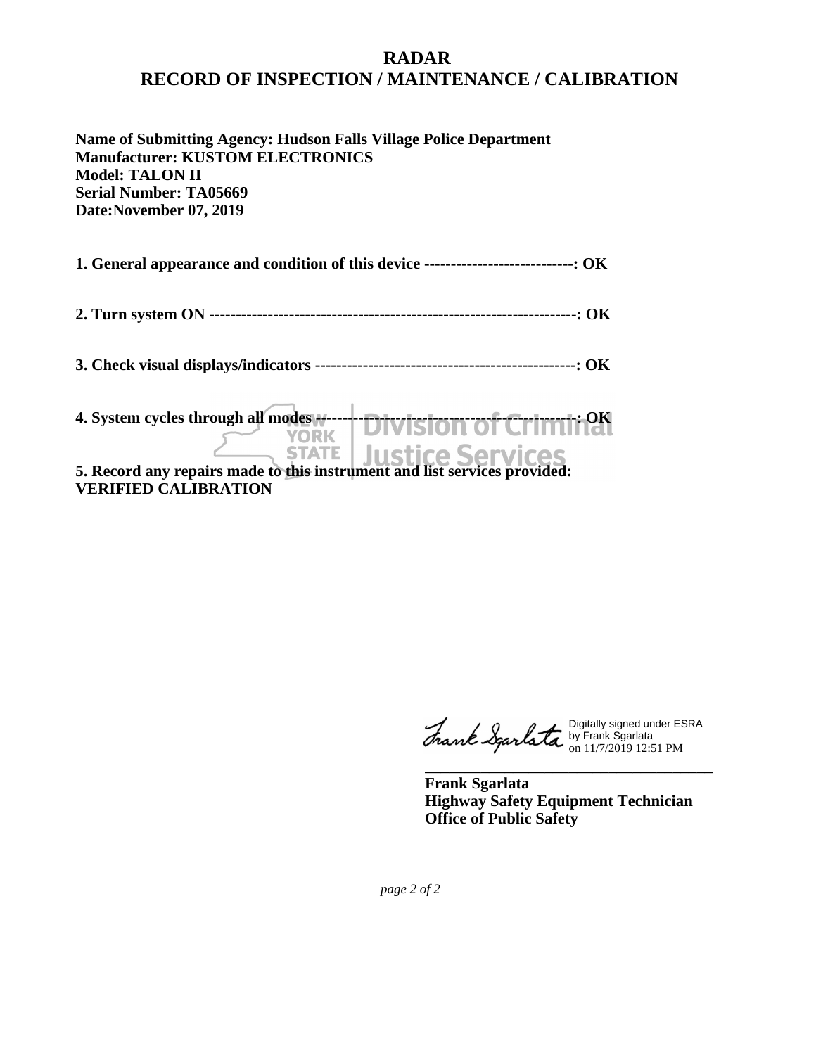# RADAR
# RECORD OF INSPECTION / MAINTENANCE / CALIBRATION

**Name of Submitting Agency: Hudson Falls Village Police Department**
**Manufacturer: KUSTOM ELECTRONICS**
**Model: TALON II**
**Serial Number: TA05669**
**Date:November 07, 2019**

**1. General appearance and condition of this device ----------------------------: OK**

**2. Turn system ON ------------------------------------------------------------------: OK**

**3. Check visual displays/indicators -------------------------------------------------: OK**

**4. System cycles through all modes ------------------------------------------------: OK**

**5. Record any repairs made to this instrument and list services provided:**
**VERIFIED CALIBRATION**

Digitally signed under ESRA by Frank Sgarlata on 11/7/2019 12:51 PM

**Frank Sgarlata**
**Highway Safety Equipment Technician**
**Office of Public Safety**